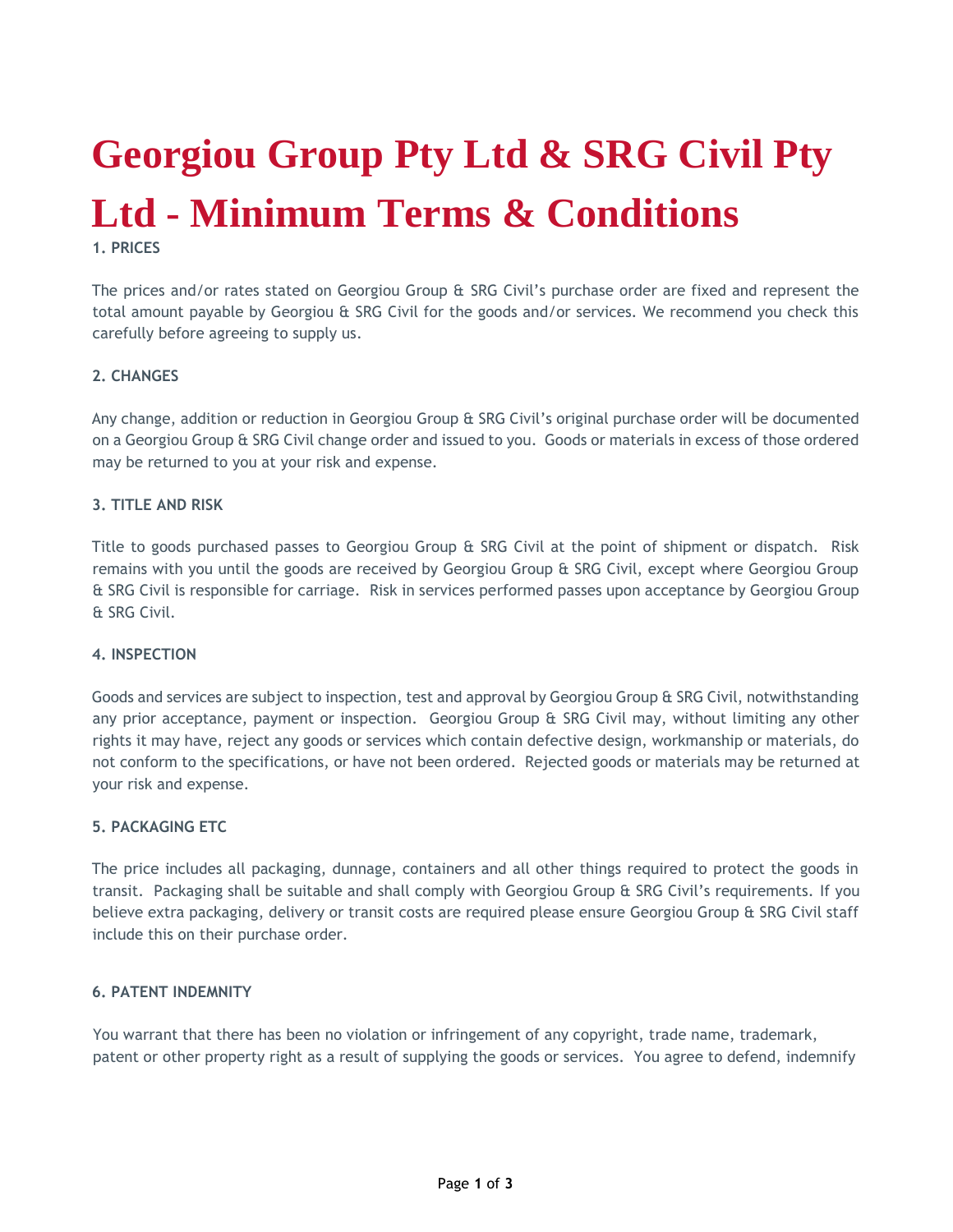# Georgiou Group Pty Ltd & SRG Civil Pty Ltd - Minimum Terms & Conditions

**1. PRICES**

The prices and/or rates stated on Georgiou Group & SRG Civil's purchase order are fixed and represent the total amount payable by Georgiou & SRG Civil for the goods and/or services. We recommend you check this carefully before agreeing to supply us.

**2. CHANGES**

Any change, addition or reduction in Georgiou Group & SRG Civil's original purchase order will be documented on a Georgiou Group & SRG Civil change order and issued to you. Goods or materials in excess of those ordered may be returned to you at your risk and expense.

**3. TITLE AND RISK**

Title to goods purchased passes to Georgiou Group & SRG Civil at the point of shipment or dispatch. Risk remains with you until the goods are received by Georgiou Group & SRG Civil, except where Georgiou Group & SRG Civil is responsible for carriage. Risk in services performed passes upon acceptance by Georgiou Group & SRG Civil.

**4. INSPECTION**

Goods and services are subject to inspection, test and approval by Georgiou Group & SRG Civil, notwithstanding any prior acceptance, payment or inspection. Georgiou Group & SRG Civil may, without limiting any other rights it may have, reject any goods or services which contain defective design, workmanship or materials, do not conform to the specifications, or have not been ordered. Rejected goods or materials may be returned at your risk and expense.

**5. PACKAGING ETC**

The price includes all packaging, dunnage, containers and all other things required to protect the goods in transit. Packaging shall be suitable and shall comply with Georgiou Group & SRG Civil's requirements. If you believe extra packaging, delivery or transit costs are required please ensure Georgiou Group & SRG Civil staff include this on their purchase order.

**6. PATENT INDEMNITY**

You warrant that there has been no violation or infringement of any copyright, trade name, trademark, patent or other property right as a result of supplying the goods or services. You agree to defend, indemnify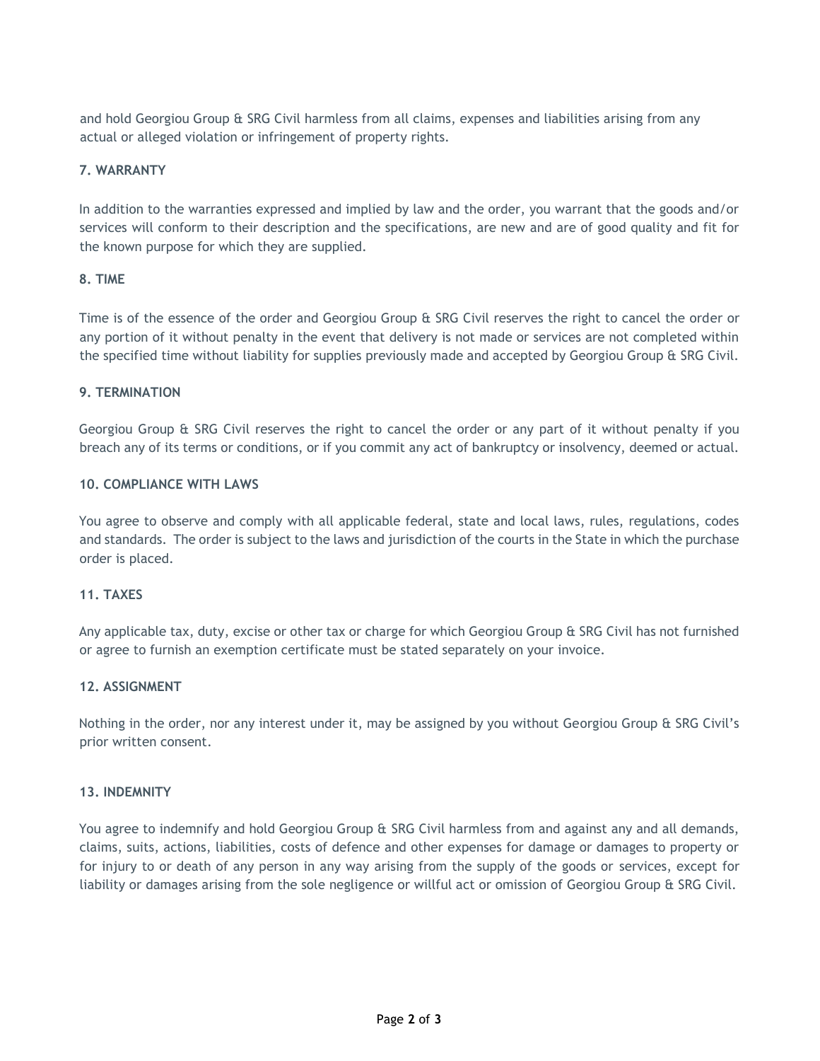and hold Georgiou Group & SRG Civil harmless from all claims, expenses and liabilities arising from any actual or alleged violation or infringement of property rights.

**7. WARRANTY**

In addition to the warranties expressed and implied by law and the order, you warrant that the goods and/or services will conform to their description and the specifications, are new and are of good quality and fit for the known purpose for which they are supplied.

**8. TIME**

Time is of the essence of the order and Georgiou Group & SRG Civil reserves the right to cancel the order or any portion of it without penalty in the event that delivery is not made or services are not completed within the specified time without liability for supplies previously made and accepted by Georgiou Group & SRG Civil.

**9. TERMINATION**

Georgiou Group & SRG Civil reserves the right to cancel the order or any part of it without penalty if you breach any of its terms or conditions, or if you commit any act of bankruptcy or insolvency, deemed or actual.

**10. COMPLIANCE WITH LAWS**

You agree to observe and comply with all applicable federal, state and local laws, rules, regulations, codes and standards. The order is subject to the laws and jurisdiction of the courts in the State in which the purchase order is placed.

**11. TAXES**

Any applicable tax, duty, excise or other tax or charge for which Georgiou Group & SRG Civil has not furnished or agree to furnish an exemption certificate must be stated separately on your invoice.

**12. ASSIGNMENT**

Nothing in the order, nor any interest under it, may be assigned by you without Georgiou Group & SRG Civil's prior written consent.

**13. INDEMNITY**

You agree to indemnify and hold Georgiou Group & SRG Civil harmless from and against any and all demands, claims, suits, actions, liabilities, costs of defence and other expenses for damage or damages to property or for injury to or death of any person in any way arising from the supply of the goods or services, except for liability or damages arising from the sole negligence or willful act or omission of Georgiou Group & SRG Civil.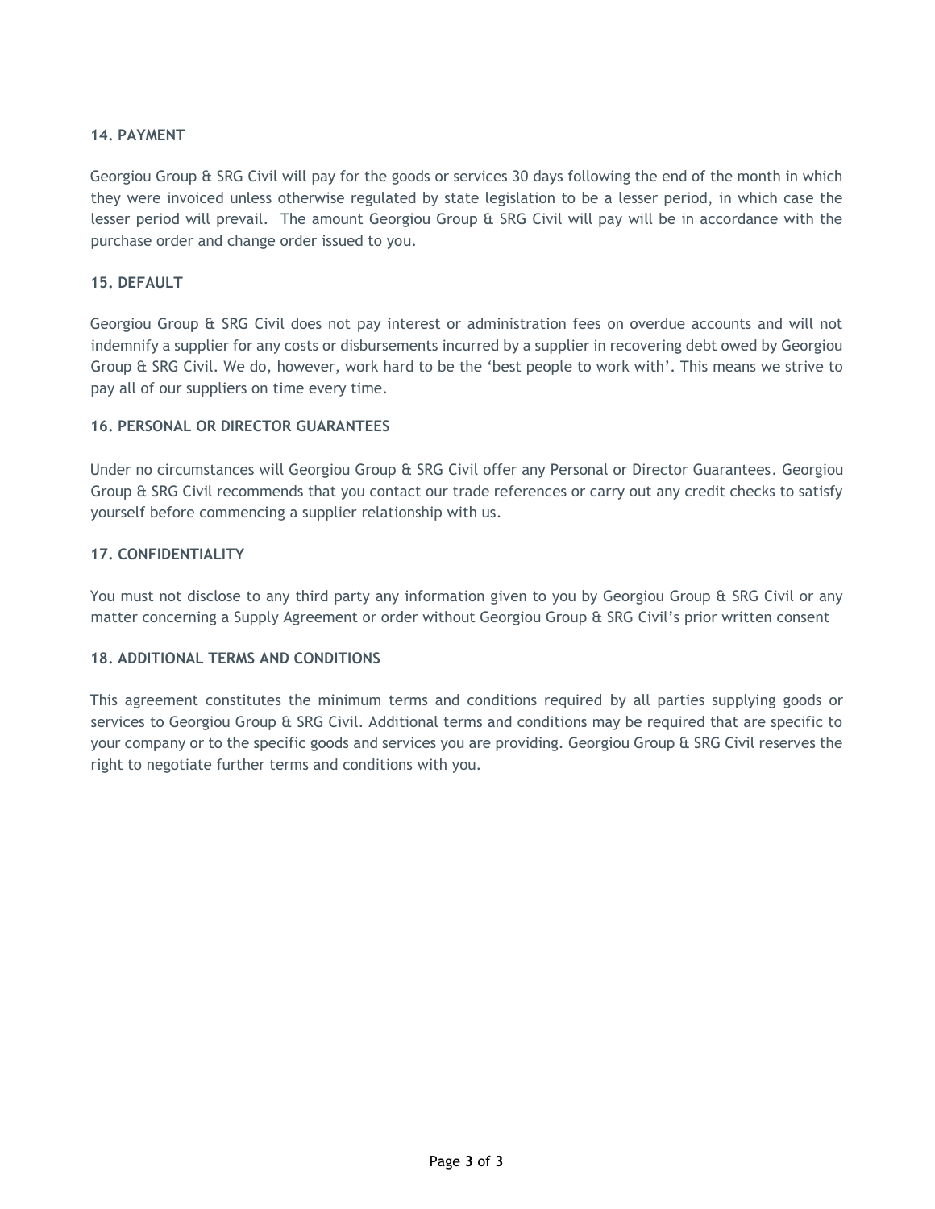**14. PAYMENT**

Georgiou Group & SRG Civil will pay for the goods or services 30 days following the end of the month in which they were invoiced unless otherwise regulated by state legislation to be a lesser period, in which case the lesser period will prevail. The amount Georgiou Group & SRG Civil will pay will be in accordance with the purchase order and change order issued to you.

**15. DEFAULT**

Georgiou Group & SRG Civil does not pay interest or administration fees on overdue accounts and will not indemnify a supplier for any costs or disbursements incurred by a supplier in recovering debt owed by Georgiou Group & SRG Civil. We do, however, work hard to be the 'best people to work with'. This means we strive to pay all of our suppliers on time every time.

**16. PERSONAL OR DIRECTOR GUARANTEES**

Under no circumstances will Georgiou Group & SRG Civil offer any Personal or Director Guarantees. Georgiou Group & SRG Civil recommends that you contact our trade references or carry out any credit checks to satisfy yourself before commencing a supplier relationship with us.

**17. CONFIDENTIALITY**

You must not disclose to any third party any information given to you by Georgiou Group & SRG Civil or any matter concerning a Supply Agreement or order without Georgiou Group & SRG Civil's prior written consent

**18. ADDITIONAL TERMS AND CONDITIONS**

This agreement constitutes the minimum terms and conditions required by all parties supplying goods or services to Georgiou Group & SRG Civil. Additional terms and conditions may be required that are specific to your company or to the specific goods and services you are providing. Georgiou Group & SRG Civil reserves the right to negotiate further terms and conditions with you.